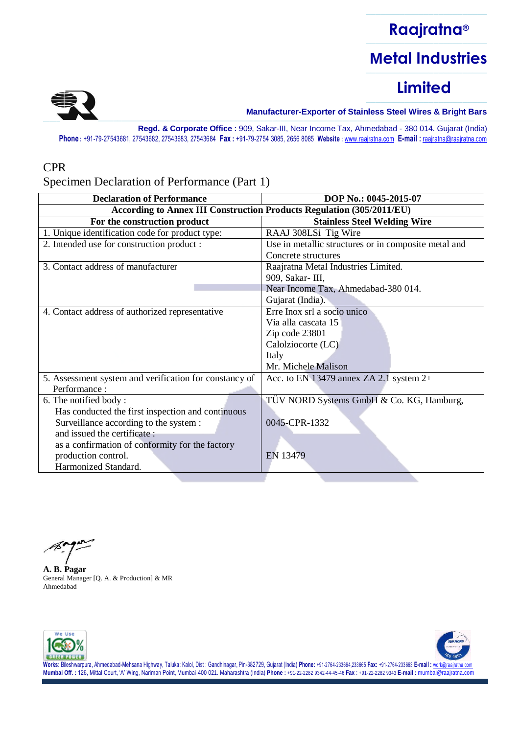# Raajratna® Metal Industries Limited

**Manufacturer-Exporter of Stainless Steel Wires & Bright Bars**

**Regd. & Corporate Office :** 909, Sakar-III, Near Income Tax, Ahmedabad - 380 014. Gujarat (India)
**Phone :** +91-79-27543681, 27543682, 27543683, 27543684 **Fax :** +91-79-2754 3085, 2656 8085 **Website :** www.raajratna.com **E-mail :** raajratna@raajratna.com

CPR

Specimen Declaration of Performance (Part 1)

| **Declaration of Performance** | **DOP No.: 0045-2015-07** |
|---|---|
| **According to Annex III Construction Products Regulation (305/2011/EU)** | |
| **For the construction product** | **Stainless Steel Welding Wire** |
| 1. Unique identification code for product type: | RAAJ 308LSi Tig Wire |
| 2. Intended use for construction product : | Use in metallic structures or in composite metal and Concrete structures |
| 3. Contact address of manufacturer | Raajratna Metal Industries Limited.<br>909, Sakar- III,<br>Near Income Tax, Ahmedabad-380 014.<br>Gujarat (India). |
| 4. Contact address of authorized representative | Erre Inox srl a socio unico<br>Via alla cascata 15<br>Zip code 23801<br>Calolziocorte (LC)<br>Italy<br>Mr. Michele Malison |
| 5. Assessment system and verification for constancy of Performance : | Acc. to EN 13479 annex ZA 2.1 system 2+ |
| 6. The notified body :<br>Has conducted the first inspection and continuous Surveillance according to the system :<br>and issued the certificate :<br>as a confirmation of conformity for the factory production control.<br>Harmonized Standard. | TÜV NORD Systems GmbH & Co. KG, Hamburg,<br><br>0045-CPR-1332<br><br>EN 13479 |

**A. B. Pagar**
General Manager [Q. A. & Production] & MR
Ahmedabad

**Works:** Bileshwarpura, Ahmedabad-Mehsana Highway, Taluka: Kalol, Dist : Gandhinagar, Pin-382729, Gujarat (India) **Phone:** +91-2764-233664,233665 **Fax:** +91-2764-233663 **E-mail :** work@raajratna.com
**Mumbai Off. :** 126, Mittal Court, 'A' Wing, Nariman Point, Mumbai-400 021. Maharashtra (India) **Phone :** +91-22-2282 9342-44-45-46 **Fax :** +91-22-2282 9343 **E-mail :** mumbai@raajratna.com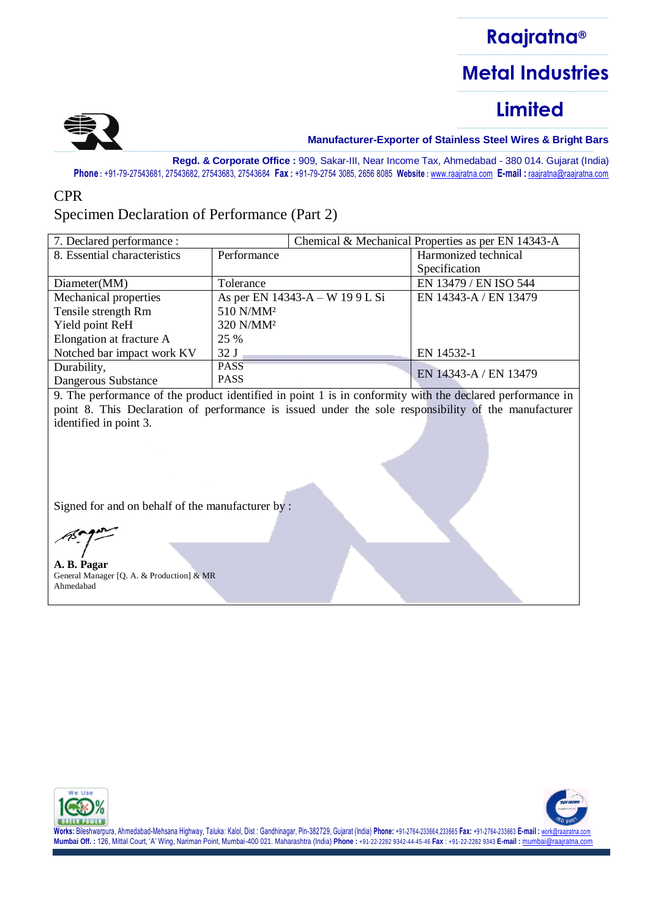# Raajratna®

# Metal Industries

# Limited

**Manufacturer-Exporter of Stainless Steel Wires & Bright Bars**

**Regd. & Corporate Office :** 909, Sakar-III, Near Income Tax, Ahmedabad - 380 014. Gujarat (India)
**Phone :** +91-79-27543681, 27543682, 27543683, 27543684 **Fax :** +91-79-2754 3085, 2656 8085 **Website :** www.raajratna.com **E-mail :** raajratna@raajratna.com

CPR

Specimen Declaration of Performance (Part 2)

| 7. Declared performance : | | Chemical & Mechanical Properties as per EN 14343-A |
|---|---|---|
| 8. Essential characteristics | Performance | Harmonized technical Specification |
| Diameter(MM) | Tolerance | EN 13479 / EN ISO 544 |
| Mechanical properties<br>Tensile strength Rm<br>Yield point ReH<br>Elongation at fracture A<br>Notched bar impact work KV | As per EN 14343-A – W 19 9 L Si<br>510 N/MM²<br>320 N/MM²<br>25 %<br>32 J | EN 14343-A / EN 13479<br><br><br><br>EN 14532-1 |
| Durability,<br>Dangerous Substance | PASS<br>PASS | EN 14343-A / EN 13479 |

9. The performance of the product identified in point 1 is in conformity with the declared performance in point 8. This Declaration of performance is issued under the sole responsibility of the manufacturer identified in point 3.

Signed for and on behalf of the manufacturer by :

**A. B. Pagar**
General Manager [Q. A. & Production] & MR
Ahmedabad

**Works:** Bileshwarpura, Ahmedabad-Mehsana Highway, Taluka: Kalol, Dist : Gandhinagar, Pin-382729, Gujarat (India) **Phone:** +91-2764-233664,233665 **Fax:** +91-2764-233663 **E-mail :** work@raajratna.com
**Mumbai Off. :** 126, Mittal Court, 'A' Wing, Nariman Point, Mumbai-400 021. Maharashtra (India) **Phone :** +91-22-2282 9342-44-45-46 **Fax :** +91-22-2282 9343 **E-mail :** mumbai@raajratna.com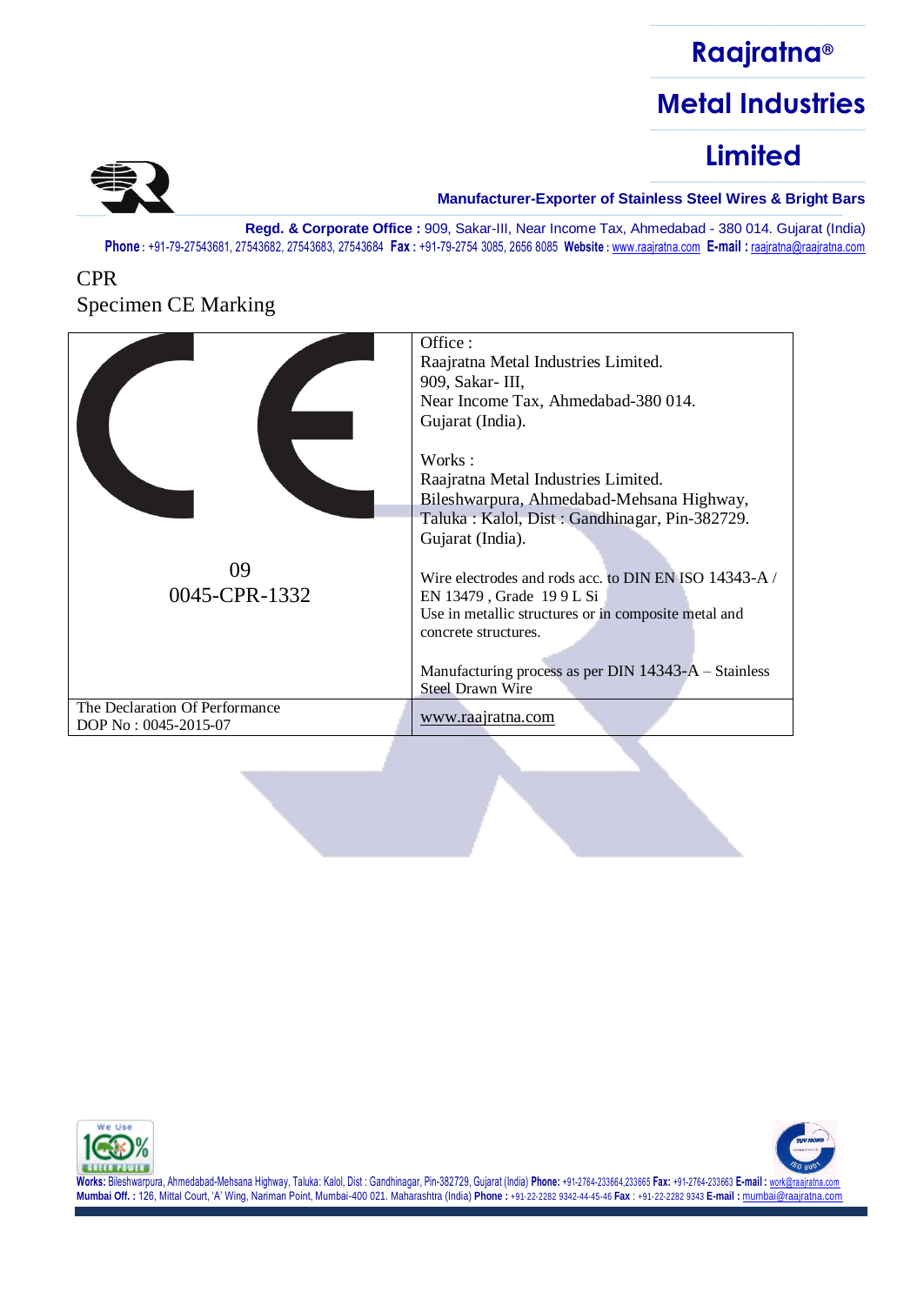# Raajratna® Metal Industries Limited

**Manufacturer-Exporter of Stainless Steel Wires & Bright Bars**

**Regd. & Corporate Office :** 909, Sakar-III, Near Income Tax, Ahmedabad - 380 014. Gujarat (India)
**Phone :** +91-79-27543681, 27543682, 27543683, 27543684 **Fax :** +91-79-2754 3085, 2656 8085 **Website :** www.raajratna.com **E-mail :** raajratna@raajratna.com

CPR
Specimen CE Marking

| CE<br><br>09<br>0045-CPR-1332 | Office :<br>Raajratna Metal Industries Limited.<br>909, Sakar- III,<br>Near Income Tax, Ahmedabad-380 014.<br>Gujarat (India).<br><br>Works :<br>Raajratna Metal Industries Limited.<br>Bileshwarpura, Ahmedabad-Mehsana Highway,<br>Taluka : Kalol, Dist : Gandhinagar, Pin-382729.<br>Gujarat (India).<br><br>Wire electrodes and rods acc. to DIN EN ISO 14343-A / EN 13479 , Grade 19 9 L Si<br>Use in metallic structures or in composite metal and concrete structures.<br><br>Manufacturing process as per DIN 14343-A – Stainless Steel Drawn Wire |
|---|---|
| The Declaration Of Performance<br>DOP No : 0045-2015-07 | www.raajratna.com |

**Works:** Bileshwarpura, Ahmedabad-Mehsana Highway, Taluka: Kalol, Dist : Gandhinagar, Pin-382729, Gujarat (India) **Phone:** +91-2764-233664,233665 **Fax:** +91-2764-233663 **E-mail :** work@raajratna.com
**Mumbai Off. :** 126, Mittal Court, 'A' Wing, Nariman Point, Mumbai-400 021. Maharashtra (India) **Phone :** +91-22-2282 9342-44-45-46 **Fax :** +91-22-2282 9343 **E-mail :** mumbai@raajratna.com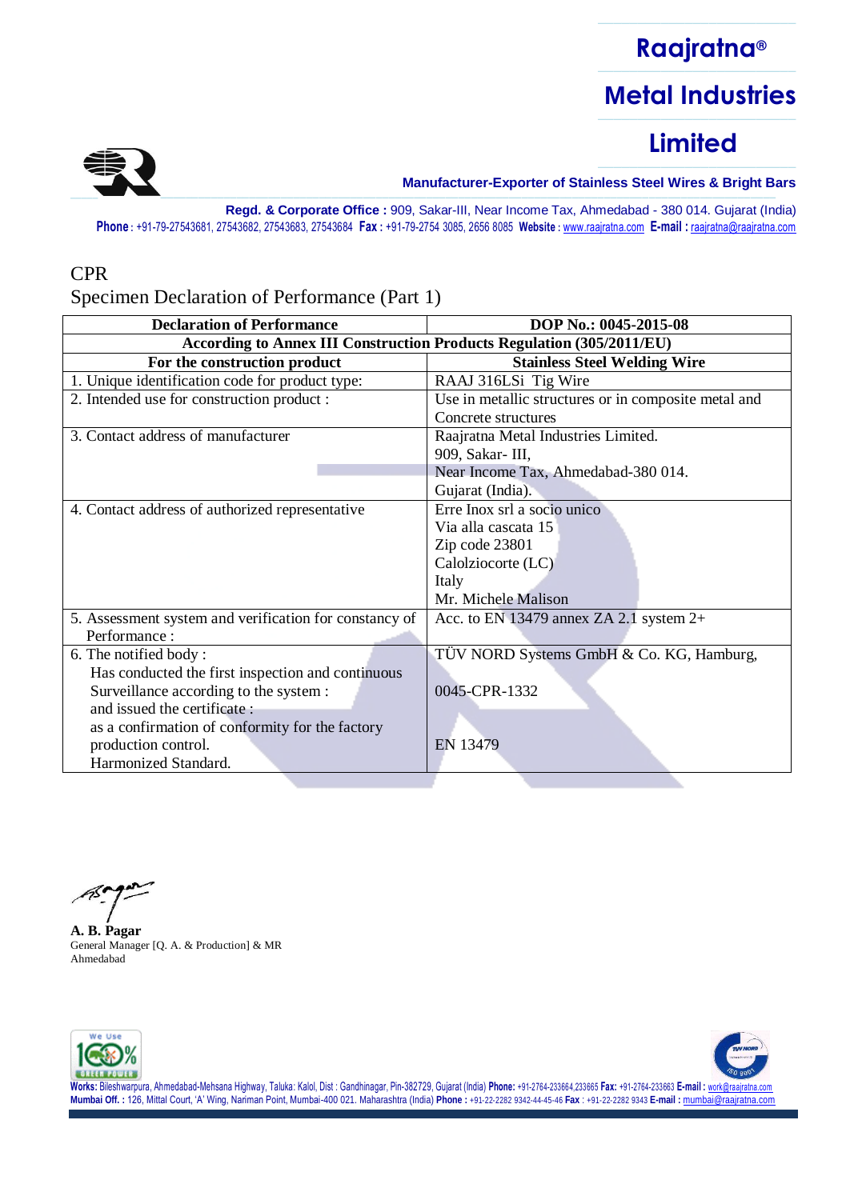# Raajratna® Metal Industries Limited

**Manufacturer-Exporter of Stainless Steel Wires & Bright Bars**

**Regd. & Corporate Office :** 909, Sakar-III, Near Income Tax, Ahmedabad - 380 014. Gujarat (India)
**Phone :** +91-79-27543681, 27543682, 27543683, 27543684 **Fax :** +91-79-2754 3085, 2656 8085 **Website :** www.raajratna.com **E-mail :** raajratna@raajratna.com

CPR

Specimen Declaration of Performance (Part 1)

| **Declaration of Performance** | **DOP No.: 0045-2015-08** |
|---|---|
| **According to Annex III Construction Products Regulation (305/2011/EU)** | |
| **For the construction product** | **Stainless Steel Welding Wire** |
| 1. Unique identification code for product type: | RAAJ 316LSi Tig Wire |
| 2. Intended use for construction product : | Use in metallic structures or in composite metal and Concrete structures |
| 3. Contact address of manufacturer | Raajratna Metal Industries Limited.<br>909, Sakar- III,<br>Near Income Tax, Ahmedabad-380 014.<br>Gujarat (India). |
| 4. Contact address of authorized representative | Erre Inox srl a socio unico<br>Via alla cascata 15<br>Zip code 23801<br>Calolziocorte (LC)<br>Italy<br>Mr. Michele Malison |
| 5. Assessment system and verification for constancy of Performance : | Acc. to EN 13479 annex ZA 2.1 system 2+ |
| 6. The notified body :<br>Has conducted the first inspection and continuous Surveillance according to the system :<br>and issued the certificate :<br>as a confirmation of conformity for the factory production control.<br>Harmonized Standard. | TÜV NORD Systems GmbH & Co. KG, Hamburg,<br><br>0045-CPR-1332<br><br>EN 13479 |

**A. B. Pagar**
General Manager [Q. A. & Production] & MR
Ahmedabad

**Works:** Bileshwarpura, Ahmedabad-Mehsana Highway, Taluka: Kalol, Dist : Gandhinagar, Pin-382729, Gujarat (India) **Phone:** +91-2764-233664,233665 **Fax:** +91-2764-233663 **E-mail :** work@raajratna.com
**Mumbai Off. :** 126, Mittal Court, 'A' Wing, Nariman Point, Mumbai-400 021. Maharashtra (India) **Phone :** +91-22-2282 9342-44-45-46 **Fax :** +91-22-2282 9343 **E-mail :** mumbai@raajratna.com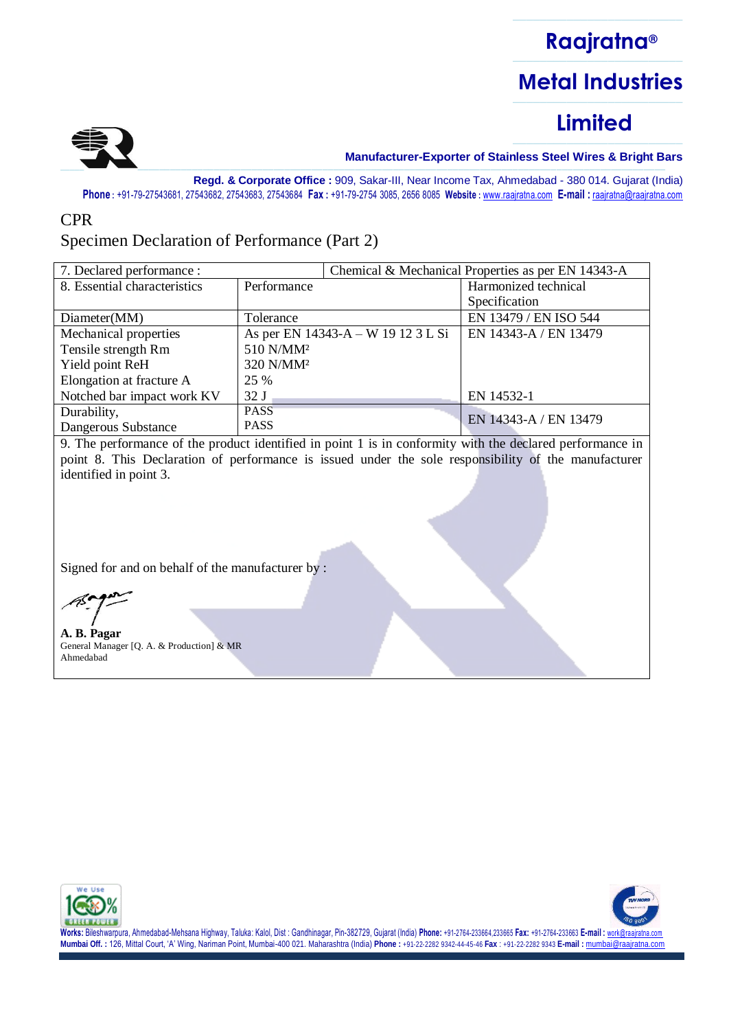CPR

Specimen Declaration of Performance (Part 2)

| 7. Declared performance : | | Chemical & Mechanical Properties as per EN 14343-A |
|---|---|---|
| 8. Essential characteristics | Performance | Harmonized technical Specification |
| Diameter(MM) | Tolerance | EN 13479 / EN ISO 544 |
| Mechanical properties | As per EN 14343-A – W 19 12 3 L Si | EN 14343-A / EN 13479 |
| Tensile strength Rm | 510 N/MM² | |
| Yield point ReH | 320 N/MM² | |
| Elongation at fracture A | 25 % | |
| Notched bar impact work KV | 32 J | EN 14532-1 |
| Durability, | PASS | EN 14343-A / EN 13479 |
| Dangerous Substance | PASS | |

9. The performance of the product identified in point 1 is in conformity with the declared performance in point 8. This Declaration of performance is issued under the sole responsibility of the manufacturer identified in point 3.

Signed for and on behalf of the manufacturer by :

**A. B. Pagar**
General Manager [Q. A. & Production] & MR
Ahmedabad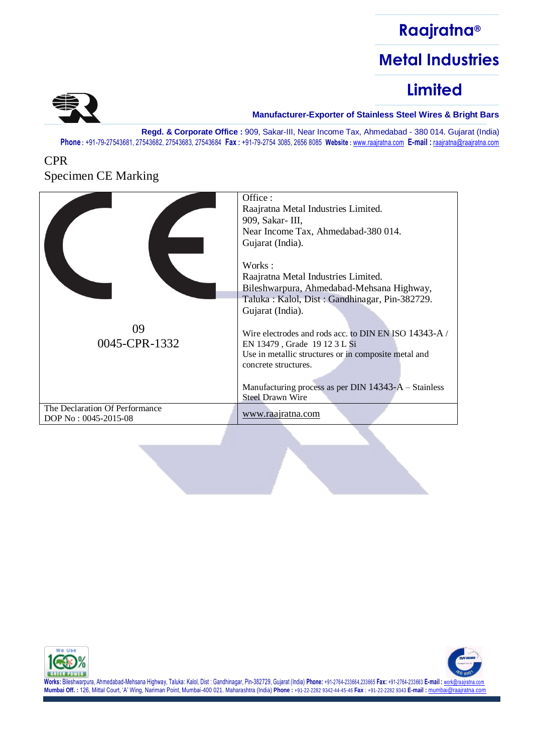CPR
Specimen CE Marking

| CE<br><br>09<br>0045-CPR-1332 | Office :<br>Raajratna Metal Industries Limited.<br>909, Sakar- III,<br>Near Income Tax, Ahmedabad-380 014.<br>Gujarat (India).<br><br>Works :<br>Raajratna Metal Industries Limited.<br>Bileshwarpura, Ahmedabad-Mehsana Highway,<br>Taluka : Kalol, Dist : Gandhinagar, Pin-382729.<br>Gujarat (India).<br><br>Wire electrodes and rods acc. to DIN EN ISO 14343-A / EN 13479 , Grade 19 12 3 L Si<br>Use in metallic structures or in composite metal and concrete structures.<br><br>Manufacturing process as per DIN 14343-A – Stainless Steel Drawn Wire |
|---|---|
| The Declaration Of Performance<br>DOP No : 0045-2015-08 | www.raajratna.com |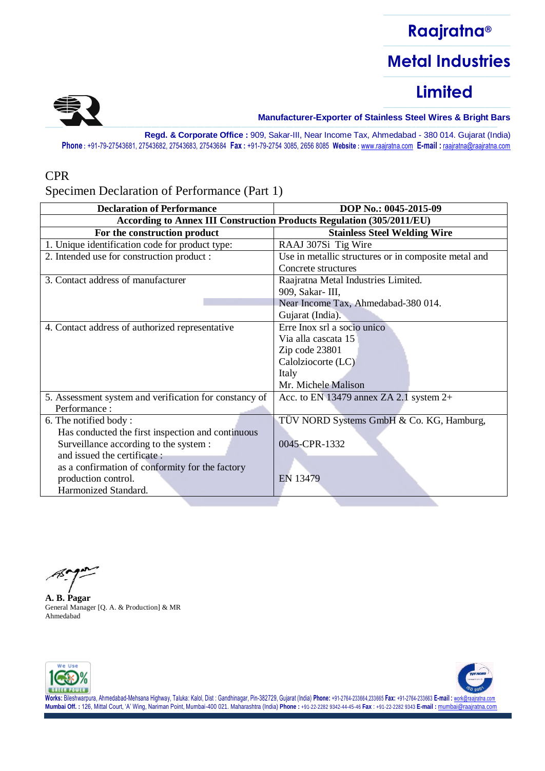CPR

Specimen Declaration of Performance (Part 1)

| Declaration of Performance | DOP No.: 0045-2015-09 |
|---|---|
| According to Annex III Construction Products Regulation (305/2011/EU) | |
| **For the construction product** | **Stainless Steel Welding Wire** |
| 1. Unique identification code for product type: | RAAJ 307Si Tig Wire |
| 2. Intended use for construction product : | Use in metallic structures or in composite metal and Concrete structures |
| 3. Contact address of manufacturer | Raajratna Metal Industries Limited.<br>909, Sakar- III,<br>Near Income Tax, Ahmedabad-380 014.<br>Gujarat (India). |
| 4. Contact address of authorized representative | Erre Inox srl a socio unico<br>Via alla cascata 15<br>Zip code 23801<br>Calolziocorte (LC)<br>Italy<br>Mr. Michele Malison |
| 5. Assessment system and verification for constancy of Performance : | Acc. to EN 13479 annex ZA 2.1 system 2+ |
| 6. The notified body :<br>Has conducted the first inspection and continuous Surveillance according to the system :<br>and issued the certificate :<br>as a confirmation of conformity for the factory production control.<br>Harmonized Standard. | TÜV NORD Systems GmbH & Co. KG, Hamburg,<br><br>0045-CPR-1332<br><br>EN 13479 |

**A. B. Pagar**
General Manager [Q. A. & Production] & MR
Ahmedabad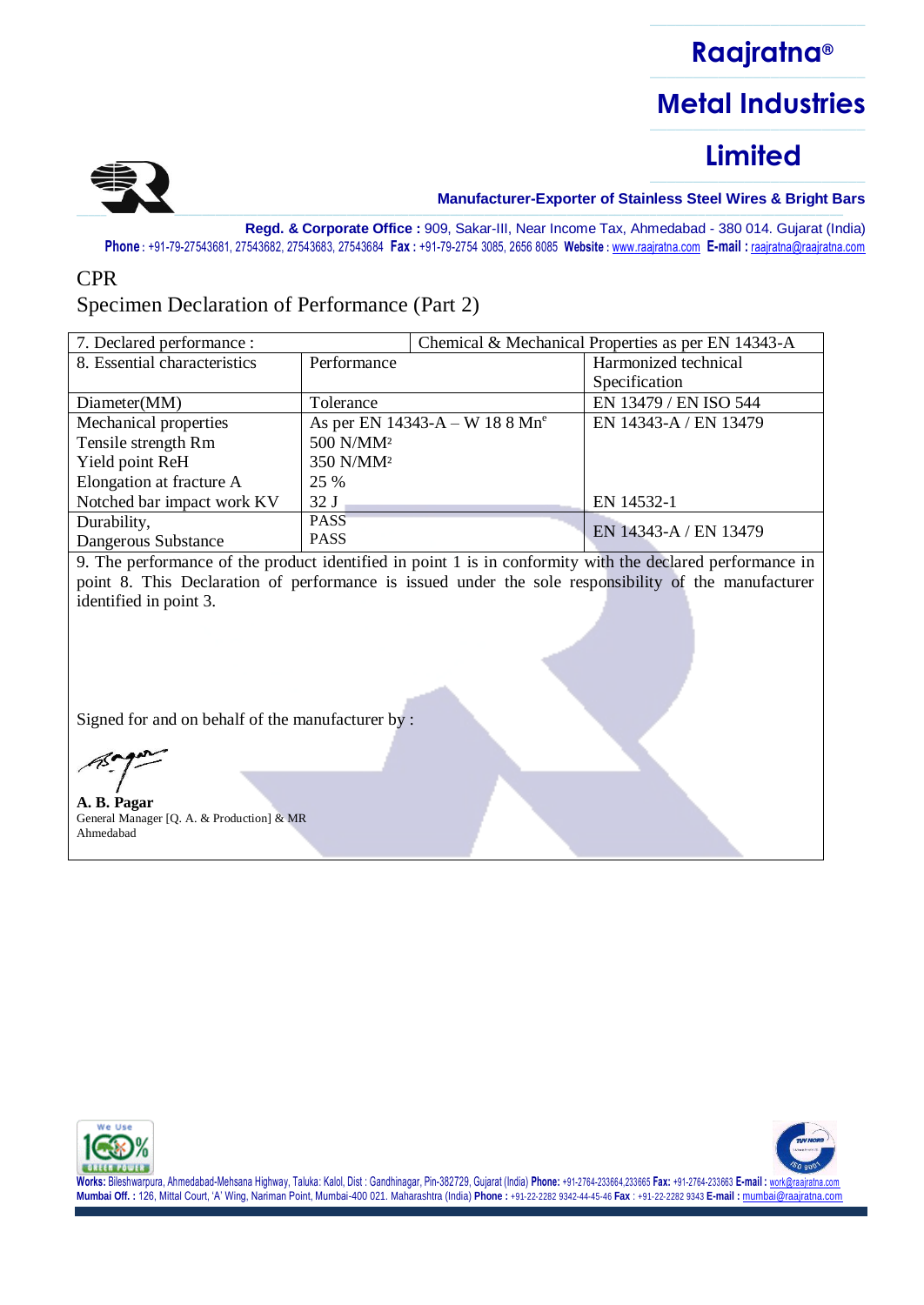# Raajratna®

# Metal Industries

# Limited

**Manufacturer-Exporter of Stainless Steel Wires & Bright Bars**

**Regd. & Corporate Office :** 909, Sakar-III, Near Income Tax, Ahmedabad - 380 014. Gujarat (India)
**Phone :** +91-79-27543681, 27543682, 27543683, 27543684 **Fax :** +91-79-2754 3085, 2656 8085 **Website :** www.raajratna.com **E-mail :** raajratna@raajratna.com

CPR

Specimen Declaration of Performance (Part 2)

| 7. Declared performance : | | Chemical & Mechanical Properties as per EN 14343-A |
|---|---|---|
| 8. Essential characteristics | Performance | Harmonized technical Specification |
| Diameter(MM) | Tolerance | EN 13479 / EN ISO 544 |
| Mechanical properties<br>Tensile strength Rm<br>Yield point ReH<br>Elongation at fracture A<br>Notched bar impact work KV | As per EN 14343-A – W 18 8 Mn[e]<br>500 N/MM²<br>350 N/MM²<br>25 %<br>32 J | EN 14343-A / EN 13479<br><br><br><br>EN 14532-1 |
| Durability,<br>Dangerous Substance | PASS<br>PASS | EN 14343-A / EN 13479 |

9. The performance of the product identified in point 1 is in conformity with the declared performance in point 8. This Declaration of performance is issued under the sole responsibility of the manufacturer identified in point 3.

Signed for and on behalf of the manufacturer by :

**A. B. Pagar**
General Manager [Q. A. & Production] & MR
Ahmedabad

**Works:** Bileshwarpura, Ahmedabad-Mehsana Highway, Taluka: Kalol, Dist : Gandhinagar, Pin-382729, Gujarat (India) **Phone:** +91-2764-233664,233665 **Fax:** +91-2764-233663 **E-mail :** work@raajratna.com
**Mumbai Off. :** 126, Mittal Court, 'A' Wing, Nariman Point, Mumbai-400 021. Maharashtra (India) **Phone :** +91-22-2282 9342-44-45-46 **Fax :** +91-22-2282 9343 **E-mail :** mumbai@raajratna.com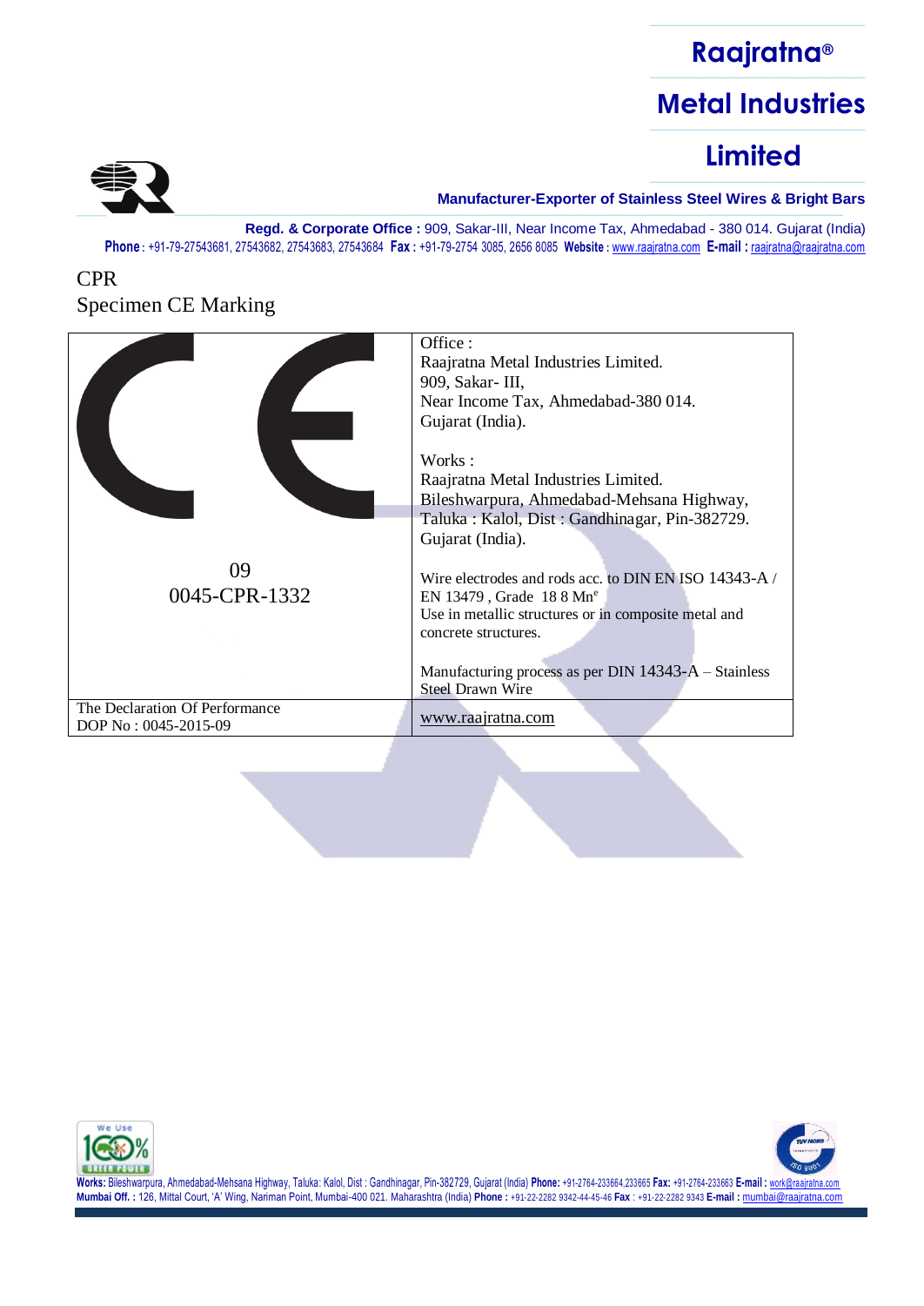CPR
Specimen CE Marking

| CE<br><br>09<br>0045-CPR-1332 | Office :<br>Raajratna Metal Industries Limited.<br>909, Sakar- III,<br>Near Income Tax, Ahmedabad-380 014.<br>Gujarat (India).<br><br>Works :<br>Raajratna Metal Industries Limited.<br>Bileshwarpura, Ahmedabad-Mehsana Highway,<br>Taluka : Kalol, Dist : Gandhinagar, Pin-382729.<br>Gujarat (India).<br><br>Wire electrodes and rods acc. to DIN EN ISO 14343-A / EN 13479 , Grade 18 8 Mn[e]<br>Use in metallic structures or in composite metal and concrete structures.<br><br>Manufacturing process as per DIN 14343-A – Stainless Steel Drawn Wire |
|---|---|
| The Declaration Of Performance<br>DOP No : 0045-2015-09 | www.raajratna.com |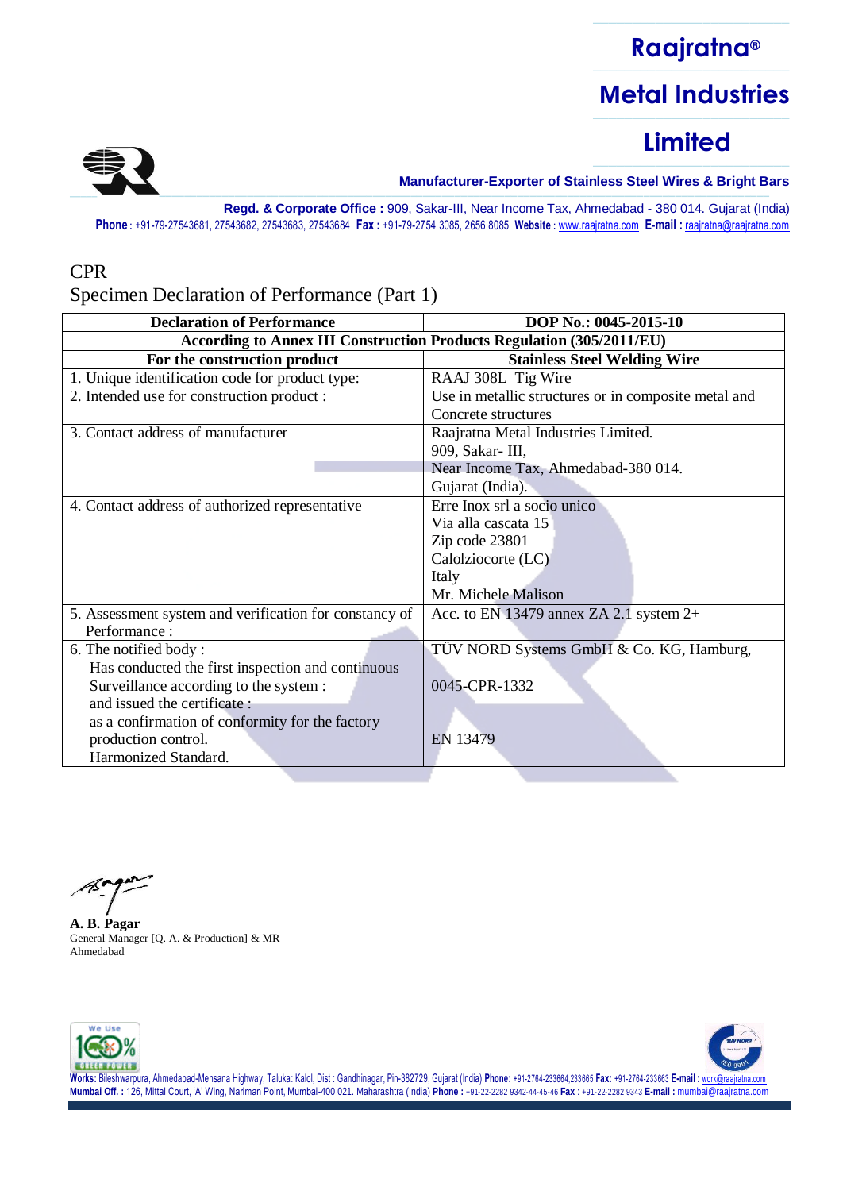# Raajratna® Metal Industries Limited

**Manufacturer-Exporter of Stainless Steel Wires & Bright Bars**

**Regd. & Corporate Office :** 909, Sakar-III, Near Income Tax, Ahmedabad - 380 014. Gujarat (India)
**Phone :** +91-79-27543681, 27543682, 27543683, 27543684 **Fax :** +91-79-2754 3085, 2656 8085 **Website :** www.raajratna.com **E-mail :** raajratna@raajratna.com

CPR

Specimen Declaration of Performance (Part 1)

| **Declaration of Performance** | **DOP No.: 0045-2015-10** |
|---|---|
| **According to Annex III Construction Products Regulation (305/2011/EU)** | |
| **For the construction product** | **Stainless Steel Welding Wire** |
| 1. Unique identification code for product type: | RAAJ 308L Tig Wire |
| 2. Intended use for construction product : | Use in metallic structures or in composite metal and Concrete structures |
| 3. Contact address of manufacturer | Raajratna Metal Industries Limited.<br>909, Sakar- III,<br>Near Income Tax, Ahmedabad-380 014.<br>Gujarat (India). |
| 4. Contact address of authorized representative | Erre Inox srl a socio unico<br>Via alla cascata 15<br>Zip code 23801<br>Calolziocorte (LC)<br>Italy<br>Mr. Michele Malison |
| 5. Assessment system and verification for constancy of Performance : | Acc. to EN 13479 annex ZA 2.1 system 2+ |
| 6. The notified body :<br>Has conducted the first inspection and continuous Surveillance according to the system :<br>and issued the certificate :<br>as a confirmation of conformity for the factory production control.<br>Harmonized Standard. | TÜV NORD Systems GmbH & Co. KG, Hamburg,<br><br>0045-CPR-1332<br><br>EN 13479 |

**A. B. Pagar**
General Manager [Q. A. & Production] & MR
Ahmedabad

**Works:** Bileshwarpura, Ahmedabad-Mehsana Highway, Taluka: Kalol, Dist : Gandhinagar, Pin-382729, Gujarat (India) **Phone:** +91-2764-233664,233665 **Fax:** +91-2764-233663 **E-mail :** work@raajratna.com
**Mumbai Off. :** 126, Mittal Court, 'A' Wing, Nariman Point, Mumbai-400 021. Maharashtra (India) **Phone :** +91-22-2282 9342-44-45-46 **Fax :** +91-22-2282 9343 **E-mail :** mumbai@raajratna.com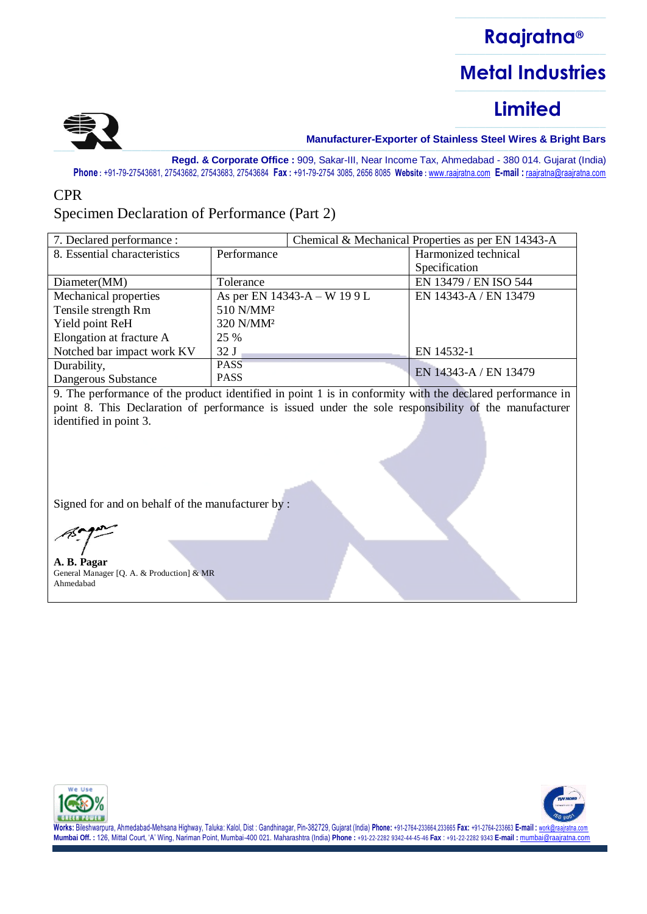CPR

Specimen Declaration of Performance (Part 2)

| 7. Declared performance : | | Chemical & Mechanical Properties as per EN 14343-A |
|---|---|---|
| 8. Essential characteristics | Performance | Harmonized technical Specification |
| Diameter(MM) | Tolerance | EN 13479 / EN ISO 544 |
| Mechanical properties<br>Tensile strength Rm<br>Yield point ReH<br>Elongation at fracture A<br>Notched bar impact work KV | As per EN 14343-A – W 19 9 L<br>510 N/MM²<br>320 N/MM²<br>25 %<br>32 J | EN 14343-A / EN 13479<br><br><br><br>EN 14532-1 |
| Durability,<br>Dangerous Substance | PASS<br>PASS | EN 14343-A / EN 13479 |

9. The performance of the product identified in point 1 is in conformity with the declared performance in point 8. This Declaration of performance is issued under the sole responsibility of the manufacturer identified in point 3.

Signed for and on behalf of the manufacturer by :

**A. B. Pagar**
General Manager [Q. A. & Production] & MR
Ahmedabad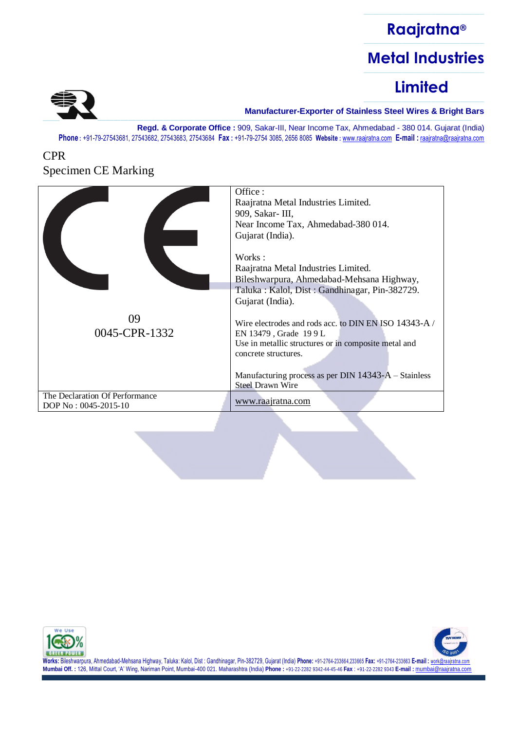# Raajratna® Metal Industries Limited

**Manufacturer-Exporter of Stainless Steel Wires & Bright Bars**

**Regd. & Corporate Office :** 909, Sakar-III, Near Income Tax, Ahmedabad - 380 014. Gujarat (India)
**Phone :** +91-79-27543681, 27543682, 27543683, 27543684 **Fax :** +91-79-2754 3085, 2656 8085 **Website :** www.raajratna.com **E-mail :** raajratna@raajratna.com

CPR
Specimen CE Marking

| CE<br><br>09<br>0045-CPR-1332 | Office :<br>Raajratna Metal Industries Limited.<br>909, Sakar- III,<br>Near Income Tax, Ahmedabad-380 014.<br>Gujarat (India).<br><br>Works :<br>Raajratna Metal Industries Limited.<br>Bileshwarpura, Ahmedabad-Mehsana Highway,<br>Taluka : Kalol, Dist : Gandhinagar, Pin-382729.<br>Gujarat (India).<br><br>Wire electrodes and rods acc. to DIN EN ISO 14343-A / EN 13479 , Grade 19 9 L<br>Use in metallic structures or in composite metal and concrete structures.<br><br>Manufacturing process as per DIN 14343-A – Stainless Steel Drawn Wire |
|---|---|
| The Declaration Of Performance<br>DOP No : 0045-2015-10 | www.raajratna.com |

**Works:** Bileshwarpura, Ahmedabad-Mehsana Highway, Taluka: Kalol, Dist : Gandhinagar, Pin-382729, Gujarat (India) **Phone:** +91-2764-233664,233665 **Fax:** +91-2764-233663 **E-mail :** work@raajratna.com
**Mumbai Off. :** 126, Mittal Court, 'A' Wing, Nariman Point, Mumbai-400 021. Maharashtra (India) **Phone :** +91-22-2282 9342-44-45-46 **Fax :** +91-22-2282 9343 **E-mail :** mumbai@raajratna.com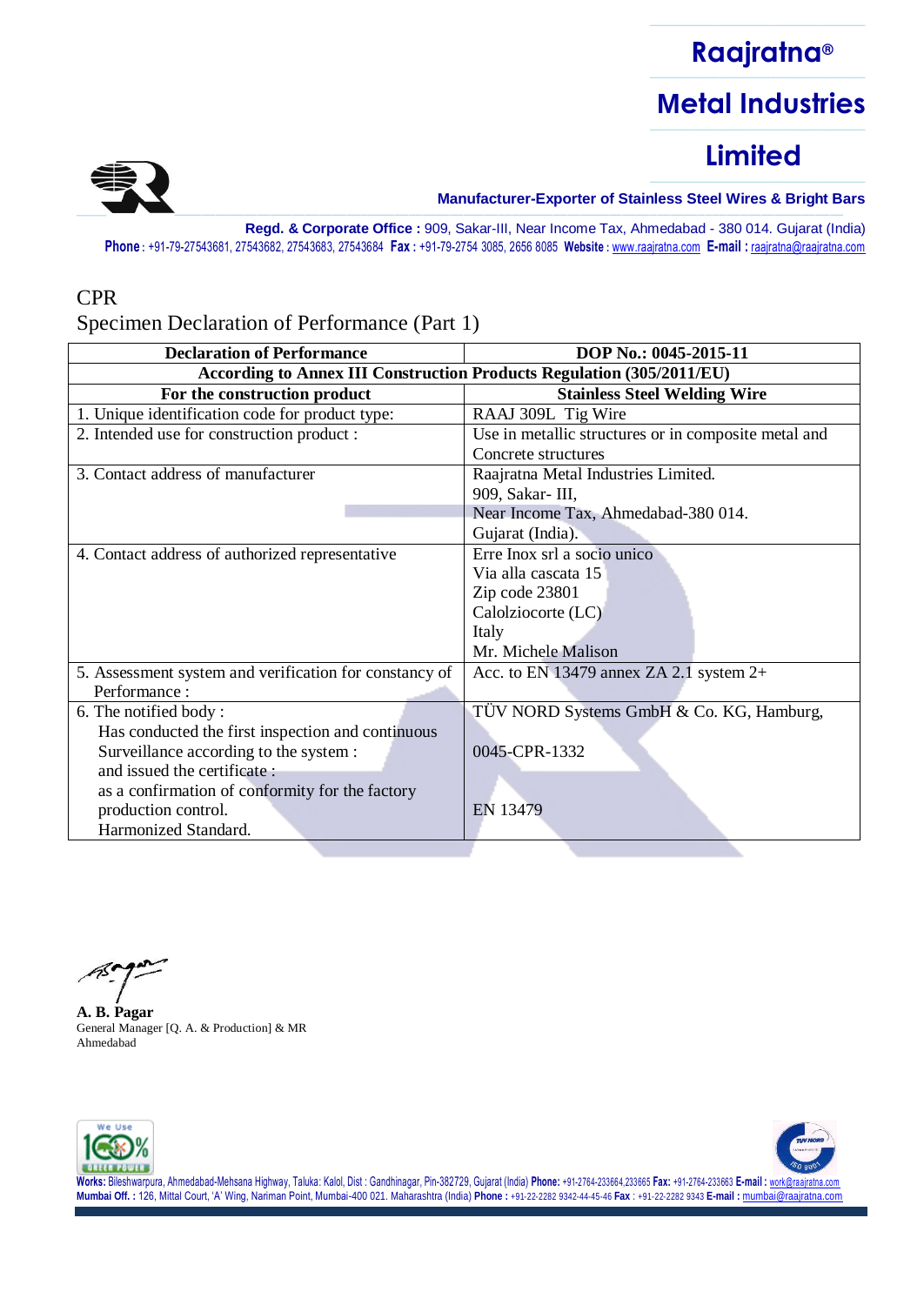# Raajratna® Metal Industries Limited

**Manufacturer-Exporter of Stainless Steel Wires & Bright Bars**

**Regd. & Corporate Office :** 909, Sakar-III, Near Income Tax, Ahmedabad - 380 014. Gujarat (India)
**Phone :** +91-79-27543681, 27543682, 27543683, 27543684 **Fax :** +91-79-2754 3085, 2656 8085 **Website :** www.raajratna.com **E-mail :** raajratna@raajratna.com

CPR

Specimen Declaration of Performance (Part 1)

| **Declaration of Performance** | **DOP No.: 0045-2015-11** |
|---|---|
| **According to Annex III Construction Products Regulation (305/2011/EU)** | |
| **For the construction product** | **Stainless Steel Welding Wire** |
| 1. Unique identification code for product type: | RAAJ 309L Tig Wire |
| 2. Intended use for construction product : | Use in metallic structures or in composite metal and Concrete structures |
| 3. Contact address of manufacturer | Raajratna Metal Industries Limited.<br>909, Sakar- III,<br>Near Income Tax, Ahmedabad-380 014.<br>Gujarat (India). |
| 4. Contact address of authorized representative | Erre Inox srl a socio unico<br>Via alla cascata 15<br>Zip code 23801<br>Calolziocorte (LC)<br>Italy<br>Mr. Michele Malison |
| 5. Assessment system and verification for constancy of Performance : | Acc. to EN 13479 annex ZA 2.1 system 2+ |
| 6. The notified body :<br>Has conducted the first inspection and continuous Surveillance according to the system :<br>and issued the certificate :<br>as a confirmation of conformity for the factory production control.<br>Harmonized Standard. | TÜV NORD Systems GmbH & Co. KG, Hamburg,<br><br>0045-CPR-1332<br><br><br>EN 13479 |

**A. B. Pagar**
General Manager [Q. A. & Production] & MR
Ahmedabad

**Works:** Bileshwarpura, Ahmedabad-Mehsana Highway, Taluka: Kalol, Dist : Gandhinagar, Pin-382729, Gujarat (India) **Phone:** +91-2764-233664,233665 **Fax:** +91-2764-233663 **E-mail :** work@raajratna.com
**Mumbai Off. :** 126, Mittal Court, 'A' Wing, Nariman Point, Mumbai-400 021. Maharashtra (India) **Phone :** +91-22-2282 9342-44-45-46 **Fax :** +91-22-2282 9343 **E-mail :** mumbai@raajratna.com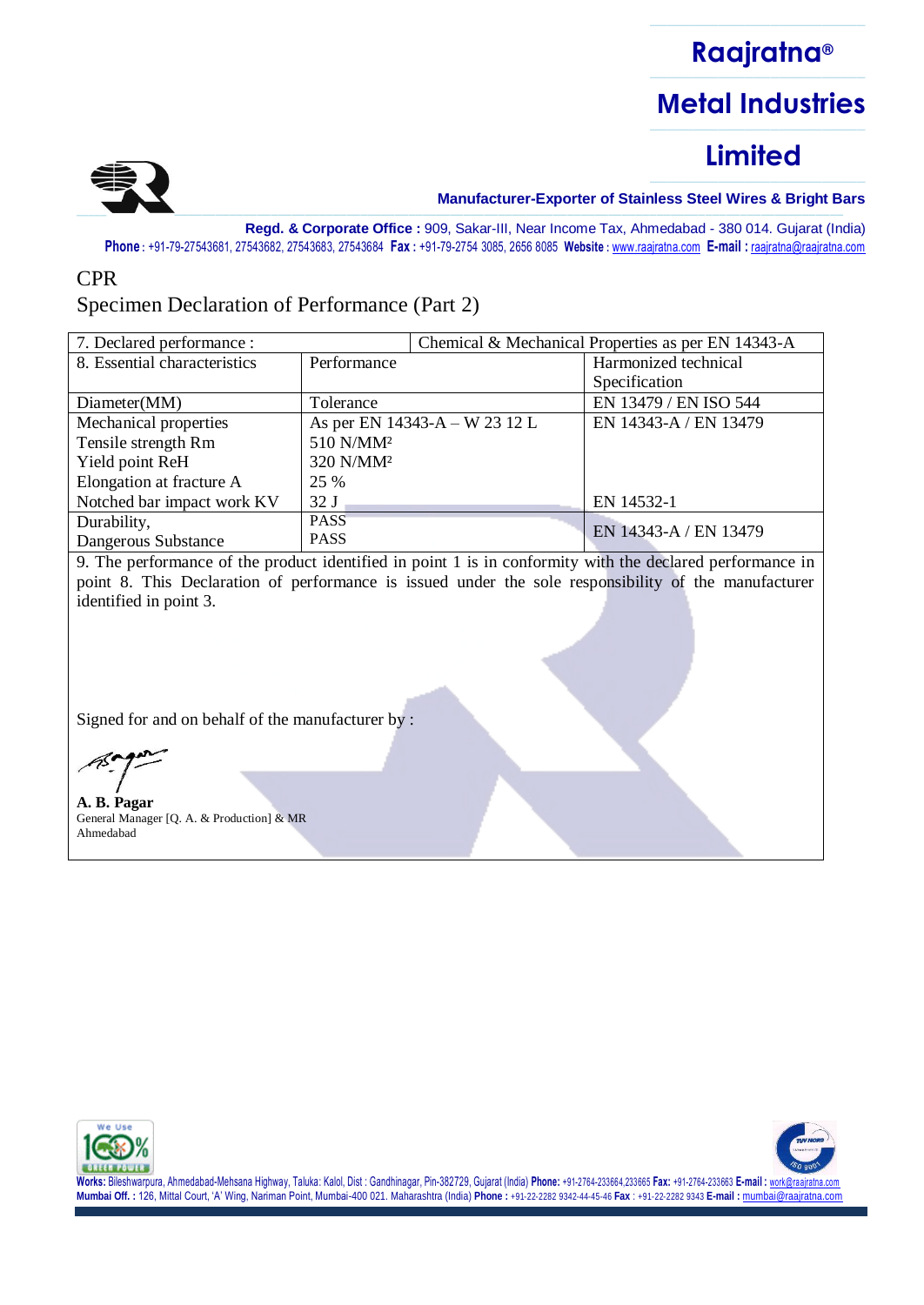CPR

Specimen Declaration of Performance (Part 2)

| 7. Declared performance : | | Chemical & Mechanical Properties as per EN 14343-A |
|---|---|---|
| 8. Essential characteristics | Performance | Harmonized technical Specification |
| Diameter(MM) | Tolerance | EN 13479 / EN ISO 544 |
| Mechanical properties<br>Tensile strength Rm<br>Yield point ReH<br>Elongation at fracture A<br>Notched bar impact work KV | As per EN 14343-A – W 23 12 L<br>510 N/MM²<br>320 N/MM²<br>25 %<br>32 J | EN 14343-A / EN 13479<br><br><br><br>EN 14532-1 |
| Durability,<br>Dangerous Substance | PASS<br>PASS | EN 14343-A / EN 13479 |

9. The performance of the product identified in point 1 is in conformity with the declared performance in point 8. This Declaration of performance is issued under the sole responsibility of the manufacturer identified in point 3.

Signed for and on behalf of the manufacturer by :

**A. B. Pagar**
General Manager [Q. A. & Production] & MR
Ahmedabad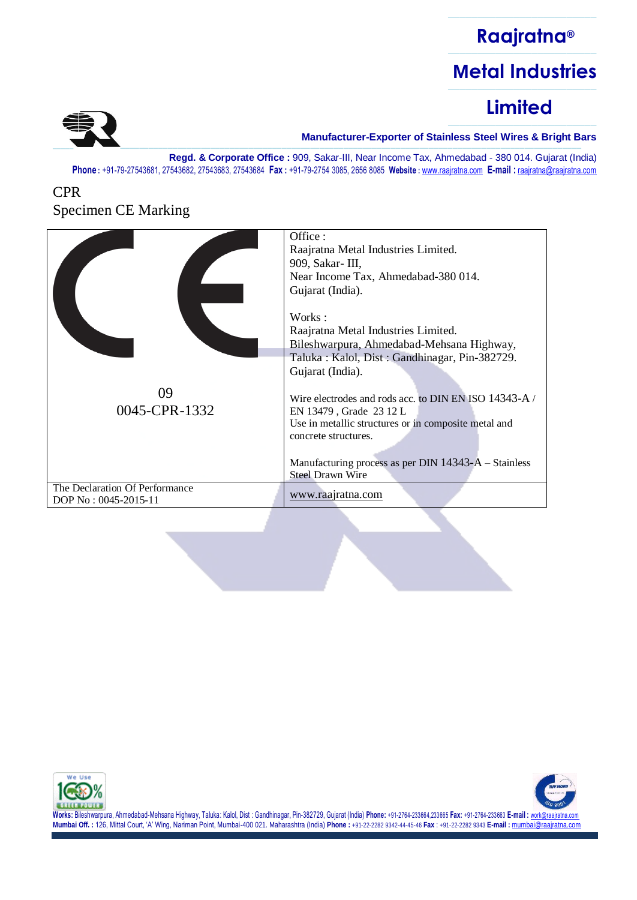# Raajratna® Metal Industries Limited

**Manufacturer-Exporter of Stainless Steel Wires & Bright Bars**

**Regd. & Corporate Office :** 909, Sakar-III, Near Income Tax, Ahmedabad - 380 014. Gujarat (India)
**Phone :** +91-79-27543681, 27543682, 27543683, 27543684 **Fax :** +91-79-2754 3085, 2656 8085 **Website :** www.raajratna.com **E-mail :** raajratna@raajratna.com

CPR
Specimen CE Marking

| CE<br><br>09<br>0045-CPR-1332 | Office :<br>Raajratna Metal Industries Limited.<br>909, Sakar- III,<br>Near Income Tax, Ahmedabad-380 014.<br>Gujarat (India).<br><br>Works :<br>Raajratna Metal Industries Limited.<br>Bileshwarpura, Ahmedabad-Mehsana Highway,<br>Taluka : Kalol, Dist : Gandhinagar, Pin-382729.<br>Gujarat (India).<br><br>Wire electrodes and rods acc. to DIN EN ISO 14343-A / EN 13479 , Grade 23 12 L<br>Use in metallic structures or in composite metal and concrete structures.<br><br>Manufacturing process as per DIN 14343-A – Stainless Steel Drawn Wire |
|---|---|
| The Declaration Of Performance<br>DOP No : 0045-2015-11 | www.raajratna.com |

**Works:** Bileshwarpura, Ahmedabad-Mehsana Highway, Taluka: Kalol, Dist : Gandhinagar, Pin-382729, Gujarat (India) **Phone:** +91-2764-233664,233665 **Fax:** +91-2764-233663 **E-mail :** work@raajratna.com
**Mumbai Off. :** 126, Mittal Court, 'A' Wing, Nariman Point, Mumbai-400 021. Maharashtra (India) **Phone :** +91-22-2282 9342-44-45-46 **Fax :** +91-22-2282 9343 **E-mail :** mumbai@raajratna.com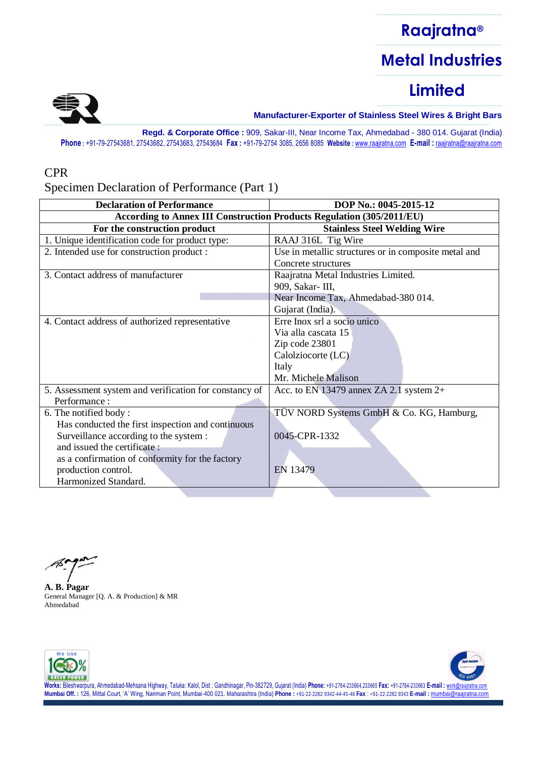# Raajratna® Metal Industries Limited

**Manufacturer-Exporter of Stainless Steel Wires & Bright Bars**

**Regd. & Corporate Office :** 909, Sakar-III, Near Income Tax, Ahmedabad - 380 014. Gujarat (India)
**Phone :** +91-79-27543681, 27543682, 27543683, 27543684 **Fax :** +91-79-2754 3085, 2656 8085 **Website :** www.raajratna.com **E-mail :** raajratna@raajratna.com

CPR

Specimen Declaration of Performance (Part 1)

| **Declaration of Performance** | **DOP No.: 0045-2015-12** |
|---|---|
| **According to Annex III Construction Products Regulation (305/2011/EU)** | |
| **For the construction product** | **Stainless Steel Welding Wire** |
| 1. Unique identification code for product type: | RAAJ 316L Tig Wire |
| 2. Intended use for construction product : | Use in metallic structures or in composite metal and Concrete structures |
| 3. Contact address of manufacturer | Raajratna Metal Industries Limited.<br>909, Sakar- III,<br>Near Income Tax, Ahmedabad-380 014.<br>Gujarat (India). |
| 4. Contact address of authorized representative | Erre Inox srl a socio unico<br>Via alla cascata 15<br>Zip code 23801<br>Calolziocorte (LC)<br>Italy<br>Mr. Michele Malison |
| 5. Assessment system and verification for constancy of Performance : | Acc. to EN 13479 annex ZA 2.1 system 2+ |
| 6. The notified body :<br>Has conducted the first inspection and continuous Surveillance according to the system :<br>and issued the certificate :<br>as a confirmation of conformity for the factory production control.<br>Harmonized Standard. | TÜV NORD Systems GmbH & Co. KG, Hamburg,<br><br>0045-CPR-1332<br><br>EN 13479 |

**A. B. Pagar**
General Manager [Q. A. & Production] & MR
Ahmedabad

**Works:** Bileshwarpura, Ahmedabad-Mehsana Highway, Taluka: Kalol, Dist : Gandhinagar, Pin-382729, Gujarat (India) **Phone:** +91-2764-233664,233665 **Fax:** +91-2764-233663 **E-mail :** work@raajratna.com
**Mumbai Off. :** 126, Mittal Court, 'A' Wing, Nariman Point, Mumbai-400 021. Maharashtra (India) **Phone :** +91-22-2282 9342-44-45-46 **Fax :** +91-22-2282 9343 **E-mail :** mumbai@raajratna.com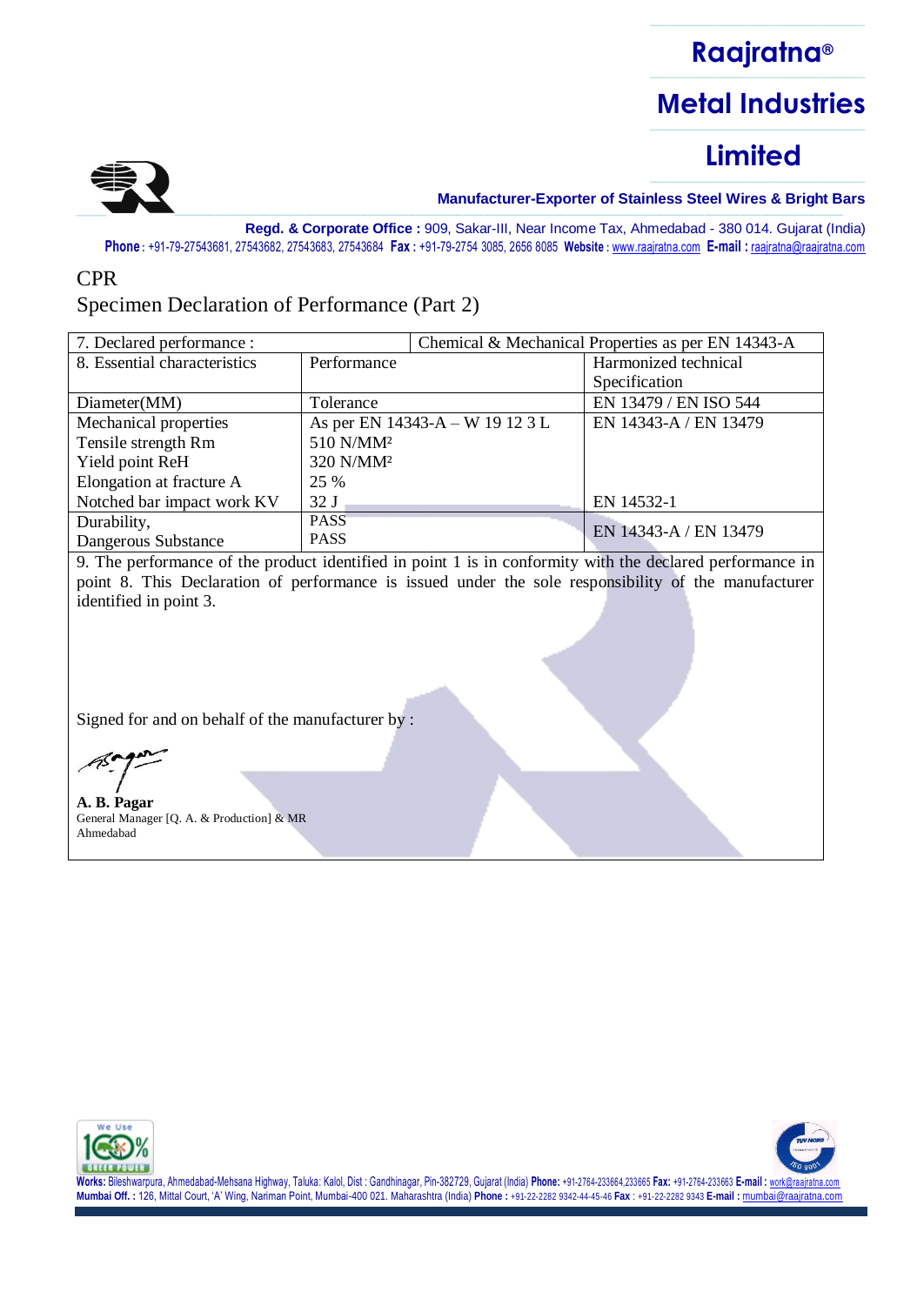CPR

Specimen Declaration of Performance (Part 2)

| 7. Declared performance : | Chemical & Mechanical Properties as per EN 14343-A | |
|---|---|---|
| 8. Essential characteristics | Performance | Harmonized technical Specification |
| Diameter(MM) | Tolerance | EN 13479 / EN ISO 544 |
| Mechanical properties<br>Tensile strength Rm<br>Yield point ReH<br>Elongation at fracture A<br>Notched bar impact work KV | As per EN 14343-A – W 19 12 3 L<br>510 N/MM²<br>320 N/MM²<br>25 %<br>32 J | EN 14343-A / EN 13479<br><br><br><br>EN 14532-1 |
| Durability,<br>Dangerous Substance | PASS<br>PASS | EN 14343-A / EN 13479 |

9. The performance of the product identified in point 1 is in conformity with the declared performance in point 8. This Declaration of performance is issued under the sole responsibility of the manufacturer identified in point 3.

Signed for and on behalf of the manufacturer by :

**A. B. Pagar**
General Manager [Q. A. & Production] & MR
Ahmedabad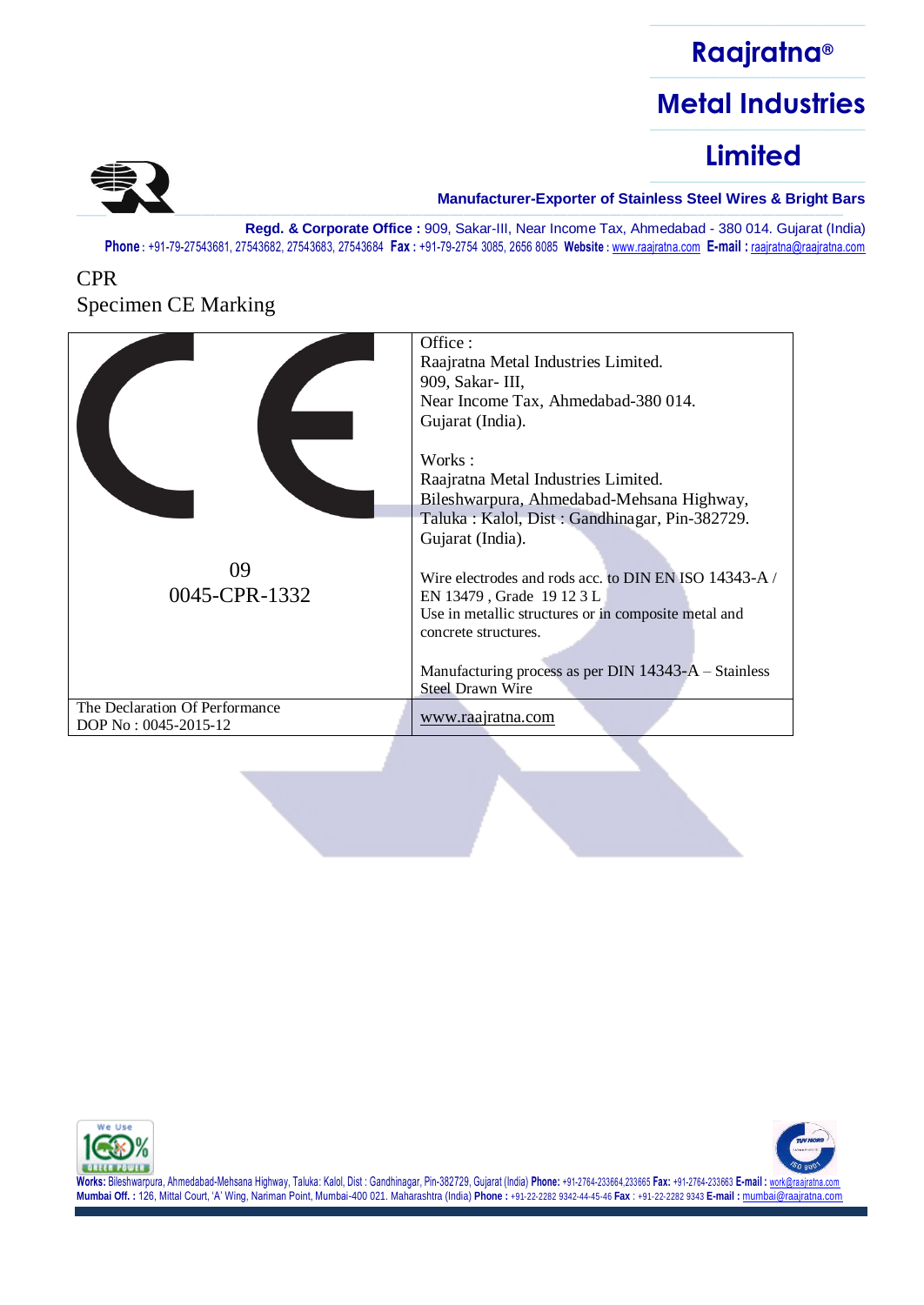CPR

Specimen CE Marking

| CE<br><br>09<br>0045-CPR-1332 | Office :<br>Raajratna Metal Industries Limited.<br>909, Sakar- III,<br>Near Income Tax, Ahmedabad-380 014.<br>Gujarat (India).<br><br>Works :<br>Raajratna Metal Industries Limited.<br>Bileshwarpura, Ahmedabad-Mehsana Highway,<br>Taluka : Kalol, Dist : Gandhinagar, Pin-382729.<br>Gujarat (India).<br><br>Wire electrodes and rods acc. to DIN EN ISO 14343-A / EN 13479 , Grade 19 12 3 L<br>Use in metallic structures or in composite metal and concrete structures.<br><br>Manufacturing process as per DIN 14343-A – Stainless Steel Drawn Wire |
|---|---|
| The Declaration Of Performance<br>DOP No : 0045-2015-12 | www.raajratna.com |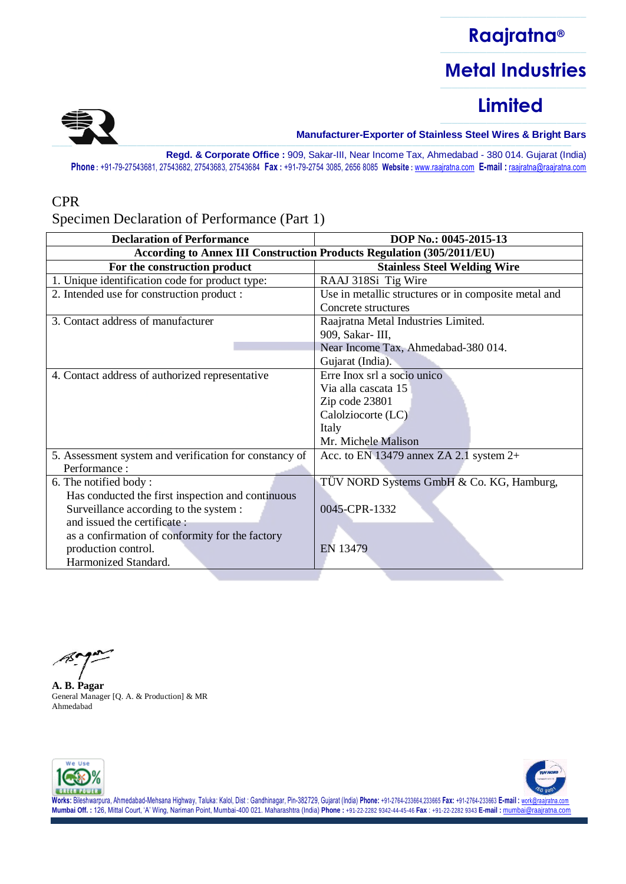# Raajratna® Metal Industries Limited

**Manufacturer-Exporter of Stainless Steel Wires & Bright Bars**

**Regd. & Corporate Office :** 909, Sakar-III, Near Income Tax, Ahmedabad - 380 014. Gujarat (India)
**Phone :** +91-79-27543681, 27543682, 27543683, 27543684 **Fax :** +91-79-2754 3085, 2656 8085 **Website :** www.raajratna.com **E-mail :** raajratna@raajratna.com

CPR

Specimen Declaration of Performance (Part 1)

| **Declaration of Performance** | **DOP No.: 0045-2015-13** |
|---|---|
| **According to Annex III Construction Products Regulation (305/2011/EU)** | |
| **For the construction product** | **Stainless Steel Welding Wire** |
| 1. Unique identification code for product type: | RAAJ 318Si Tig Wire |
| 2. Intended use for construction product : | Use in metallic structures or in composite metal and Concrete structures |
| 3. Contact address of manufacturer | Raajratna Metal Industries Limited.<br>909, Sakar- III,<br>Near Income Tax, Ahmedabad-380 014.<br>Gujarat (India). |
| 4. Contact address of authorized representative | Erre Inox srl a socio unico<br>Via alla cascata 15<br>Zip code 23801<br>Calolziocorte (LC)<br>Italy<br>Mr. Michele Malison |
| 5. Assessment system and verification for constancy of Performance : | Acc. to EN 13479 annex ZA 2.1 system 2+ |
| 6. The notified body :<br>Has conducted the first inspection and continuous Surveillance according to the system :<br>and issued the certificate :<br>as a confirmation of conformity for the factory production control.<br>Harmonized Standard. | TÜV NORD Systems GmbH & Co. KG, Hamburg,<br><br>0045-CPR-1332<br><br>EN 13479 |

**A. B. Pagar**
General Manager [Q. A. & Production] & MR
Ahmedabad

**Works:** Bileshwarpura, Ahmedabad-Mehsana Highway, Taluka: Kalol, Dist : Gandhinagar, Pin-382729, Gujarat (India) **Phone:** +91-2764-233664,233665 **Fax:** +91-2764-233663 **E-mail :** work@raajratna.com
**Mumbai Off. :** 126, Mittal Court, 'A' Wing, Nariman Point, Mumbai-400 021. Maharashtra (India) **Phone :** +91-22-2282 9342-44-45-46 **Fax :** +91-22-2282 9343 **E-mail :** mumbai@raajratna.com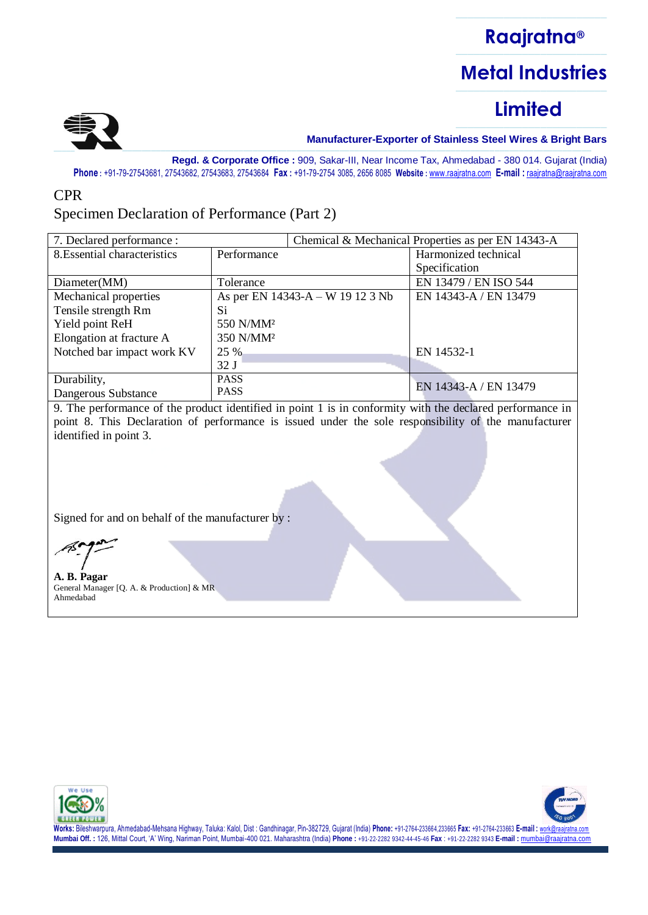# CPR

## Specimen Declaration of Performance (Part 2)

| 7. Declared performance : | | Chemical & Mechanical Properties as per EN 14343-A |
|---|---|---|
| 8.Essential characteristics | Performance | Harmonized technical Specification |
| Diameter(MM) | Tolerance | EN 13479 / EN ISO 544 |
| Mechanical properties<br>Tensile strength Rm<br>Yield point ReH<br>Elongation at fracture A<br>Notched bar impact work KV | As per EN 14343-A – W 19 12 3 Nb Si<br>550 N/MM²<br>350 N/MM²<br>25 %<br>32 J | EN 14343-A / EN 13479<br><br><br><br>EN 14532-1 |
| Durability,<br>Dangerous Substance | PASS<br>PASS | EN 14343-A / EN 13479 |

9. The performance of the product identified in point 1 is in conformity with the declared performance in point 8. This Declaration of performance is issued under the sole responsibility of the manufacturer identified in point 3.

Signed for and on behalf of the manufacturer by :

**A. B. Pagar**
General Manager [Q. A. & Production] & MR
Ahmedabad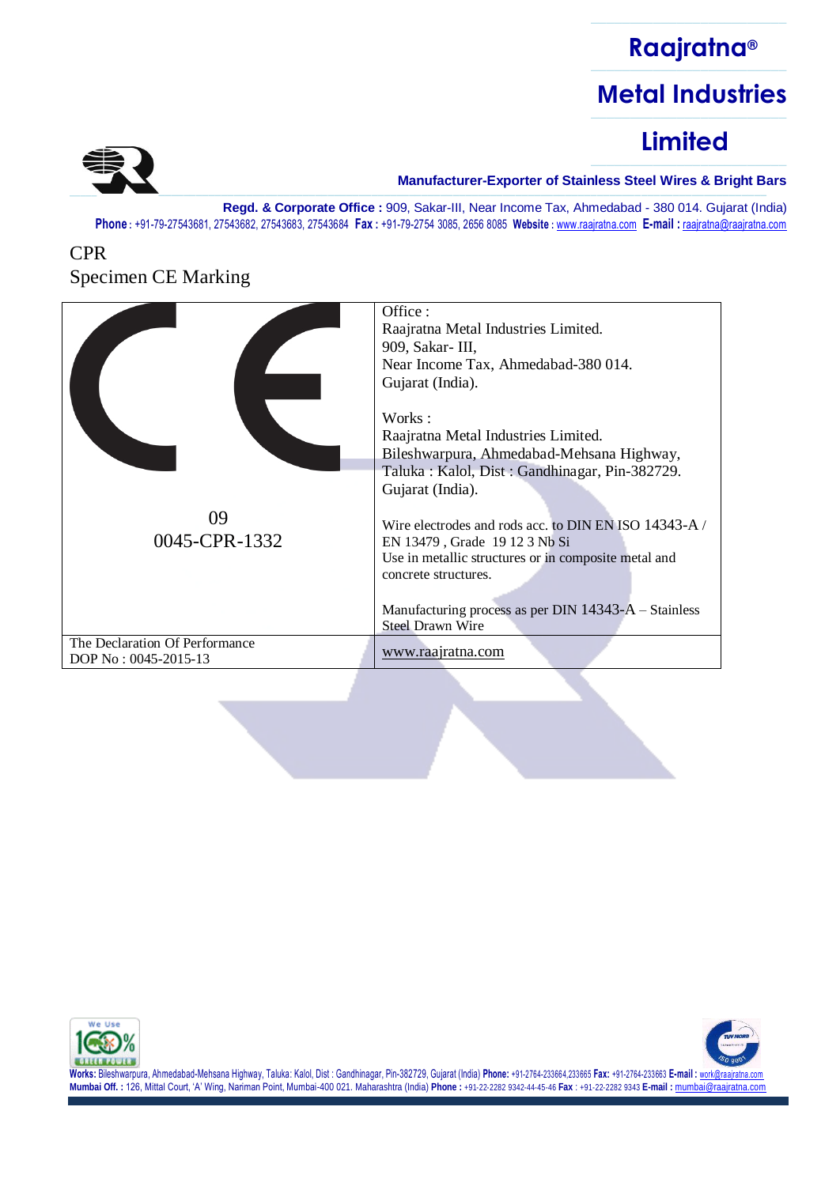CPR

Specimen CE Marking

| | |
|---|---|
| 09<br>0045-CPR-1332 | Office :<br>Raajratna Metal Industries Limited.<br>909, Sakar- III,<br>Near Income Tax, Ahmedabad-380 014.<br>Gujarat (India).<br><br>Works :<br>Raajratna Metal Industries Limited.<br>Bileshwarpura, Ahmedabad-Mehsana Highway,<br>Taluka : Kalol, Dist : Gandhinagar, Pin-382729.<br>Gujarat (India).<br><br>Wire electrodes and rods acc. to DIN EN ISO 14343-A / EN 13479 , Grade 19 12 3 Nb Si<br>Use in metallic structures or in composite metal and concrete structures.<br><br>Manufacturing process as per DIN 14343-A – Stainless Steel Drawn Wire |
| The Declaration Of Performance<br>DOP No : 0045-2015-13 | www.raajratna.com |